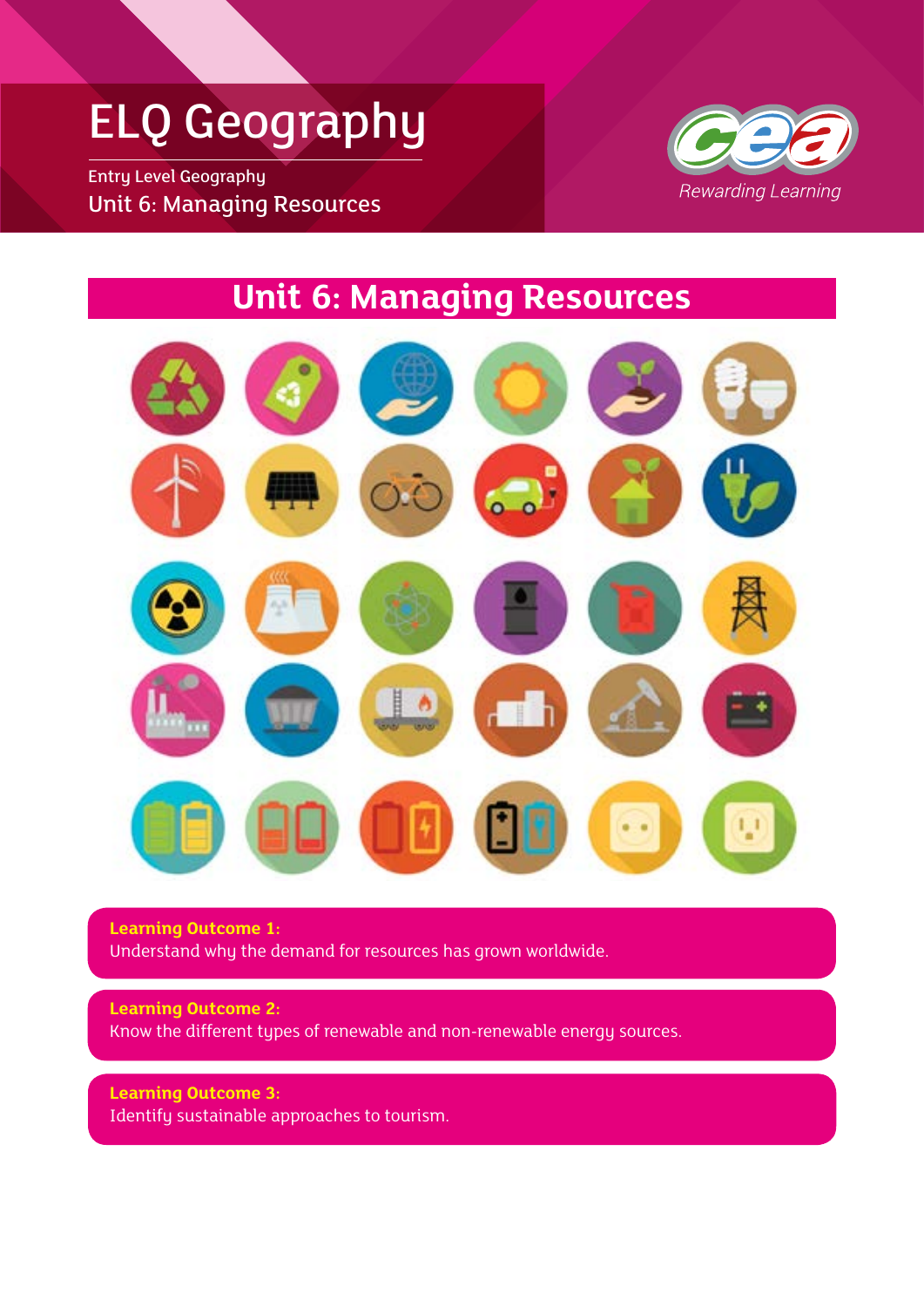# ELQ Geography

Entry Level Geography

Unit 6: Managing Resources

*Rewarding Learning*

## Unit 6: Managing Resources

**Learning Outcome 1:**
Understand why the demand for resources has grown worldwide.

**Learning Outcome 2:**
Know the different types of renewable and non-renewable energy sources.

**Learning Outcome 3:**
Identify sustainable approaches to tourism.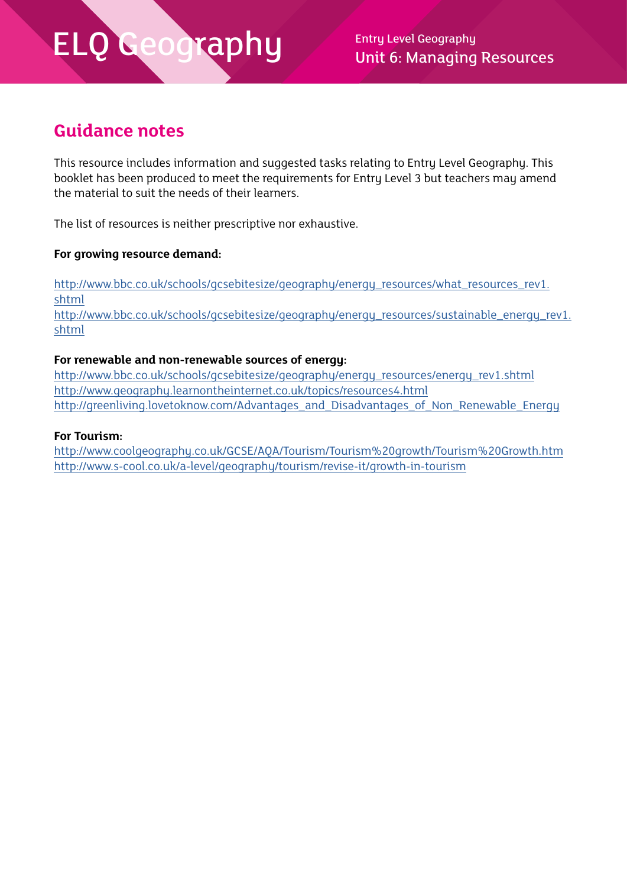## Guidance notes

This resource includes information and suggested tasks relating to Entry Level Geography. This booklet has been produced to meet the requirements for Entry Level 3 but teachers may amend the material to suit the needs of their learners.

The list of resources is neither prescriptive nor exhaustive.

**For growing resource demand:**

http://www.bbc.co.uk/schools/gcsebitesize/geography/energy_resources/what_resources_rev1.shtml
http://www.bbc.co.uk/schools/gcsebitesize/geography/energy_resources/sustainable_energy_rev1.shtml

**For renewable and non-renewable sources of energy:**
http://www.bbc.co.uk/schools/gcsebitesize/geography/energy_resources/energy_rev1.shtml
http://www.geography.learnontheinternet.co.uk/topics/resources4.html
http://greenliving.lovetoknow.com/Advantages_and_Disadvantages_of_Non_Renewable_Energy

**For Tourism:**
http://www.coolgeography.co.uk/GCSE/AQA/Tourism/Tourism%20growth/Tourism%20Growth.htm
http://www.s-cool.co.uk/a-level/geography/tourism/revise-it/growth-in-tourism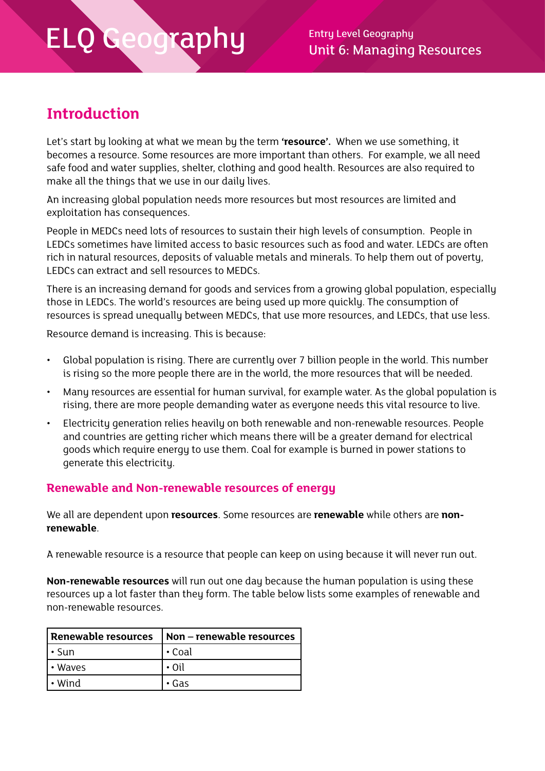## Introduction

Let's start by looking at what we mean by the term **'resource'.** When we use something, it becomes a resource. Some resources are more important than others. For example, we all need safe food and water supplies, shelter, clothing and good health. Resources are also required to make all the things that we use in our daily lives.

An increasing global population needs more resources but most resources are limited and exploitation has consequences.

People in MEDCs need lots of resources to sustain their high levels of consumption. People in LEDCs sometimes have limited access to basic resources such as food and water. LEDCs are often rich in natural resources, deposits of valuable metals and minerals. To help them out of poverty, LEDCs can extract and sell resources to MEDCs.

There is an increasing demand for goods and services from a growing global population, especially those in LEDCs. The world's resources are being used up more quickly. The consumption of resources is spread unequally between MEDCs, that use more resources, and LEDCs, that use less.

Resource demand is increasing. This is because:

- Global population is rising. There are currently over 7 billion people in the world. This number is rising so the more people there are in the world, the more resources that will be needed.
- Many resources are essential for human survival, for example water. As the global population is rising, there are more people demanding water as everyone needs this vital resource to live.
- Electricity generation relies heavily on both renewable and non-renewable resources. People and countries are getting richer which means there will be a greater demand for electrical goods which require energy to use them. Coal for example is burned in power stations to generate this electricity.

### Renewable and Non-renewable resources of energy

We all are dependent upon **resources**. Some resources are **renewable** while others are **non-renewable**.

A renewable resource is a resource that people can keep on using because it will never run out.

**Non-renewable resources** will run out one day because the human population is using these resources up a lot faster than they form. The table below lists some examples of renewable and non-renewable resources.

| Renewable resources | Non – renewable resources |
|---|---|
| • Sun | • Coal |
| • Waves | • Oil |
| • Wind | • Gas |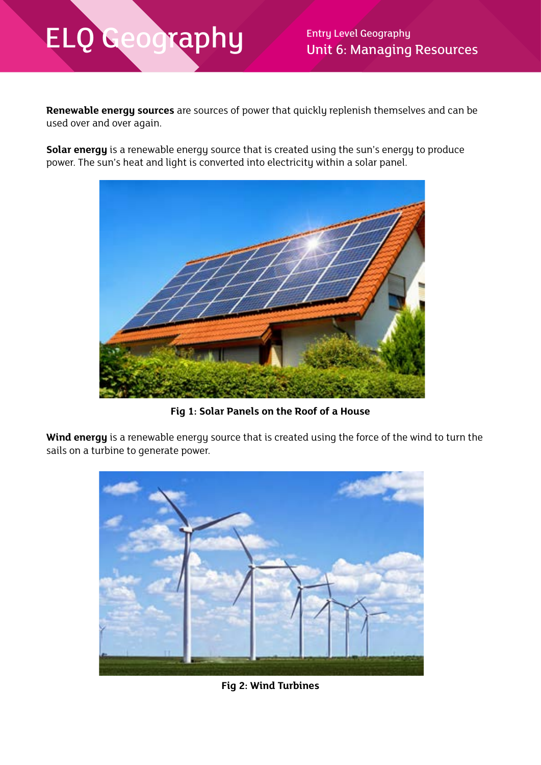**Renewable energy sources** are sources of power that quickly replenish themselves and can be used over and over again.

**Solar energy** is a renewable energy source that is created using the sun's energy to produce power. The sun's heat and light is converted into electricity within a solar panel.

**Fig 1: Solar Panels on the Roof of a House**

**Wind energy** is a renewable energy source that is created using the force of the wind to turn the sails on a turbine to generate power.

**Fig 2: Wind Turbines**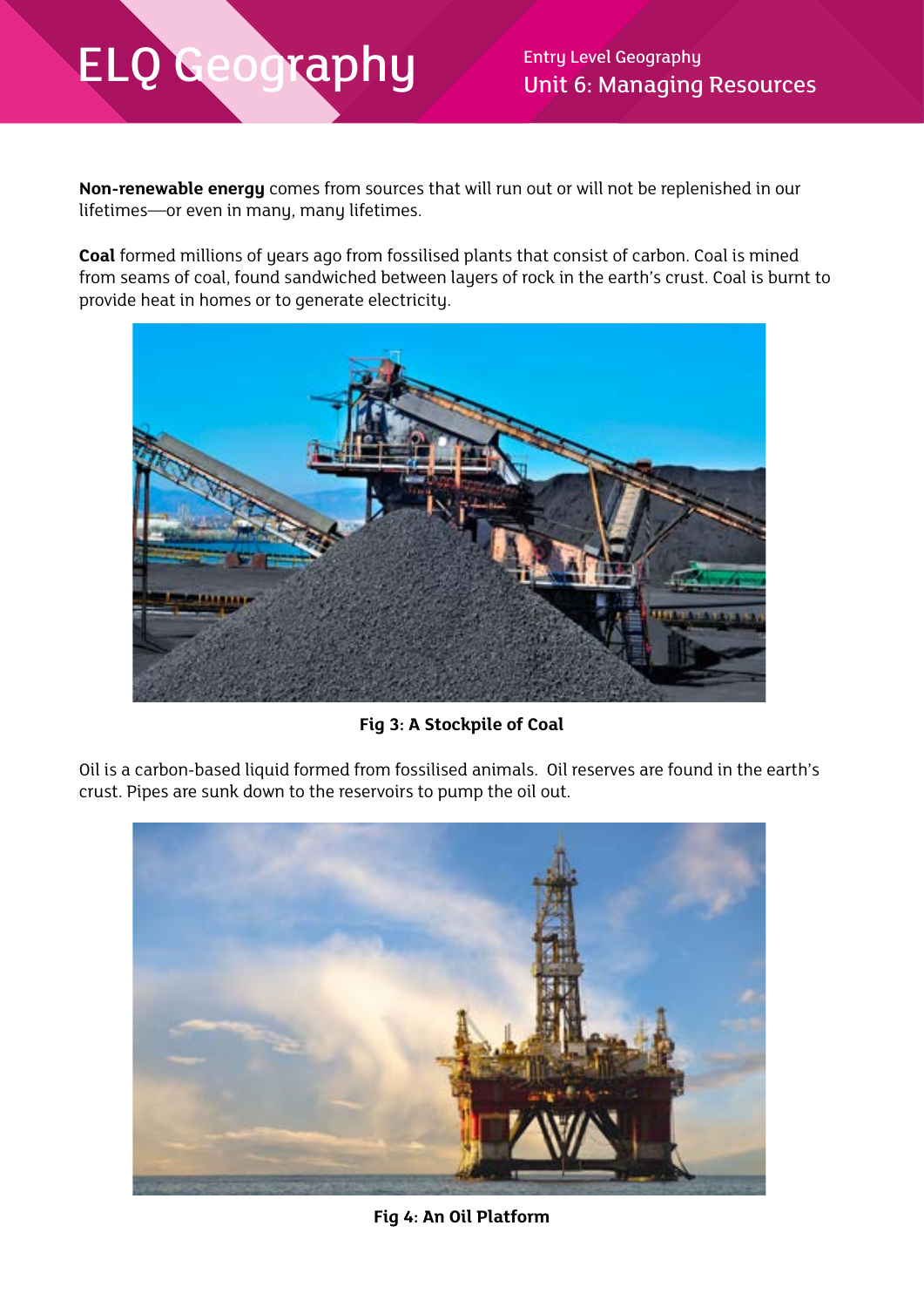**Non-renewable energy** comes from sources that will run out or will not be replenished in our lifetimes—or even in many, many lifetimes.

**Coal** formed millions of years ago from fossilised plants that consist of carbon. Coal is mined from seams of coal, found sandwiched between layers of rock in the earth's crust. Coal is burnt to provide heat in homes or to generate electricity.

**Fig 3: A Stockpile of Coal**

Oil is a carbon-based liquid formed from fossilised animals.  Oil reserves are found in the earth's crust. Pipes are sunk down to the reservoirs to pump the oil out.

**Fig 4: An Oil Platform**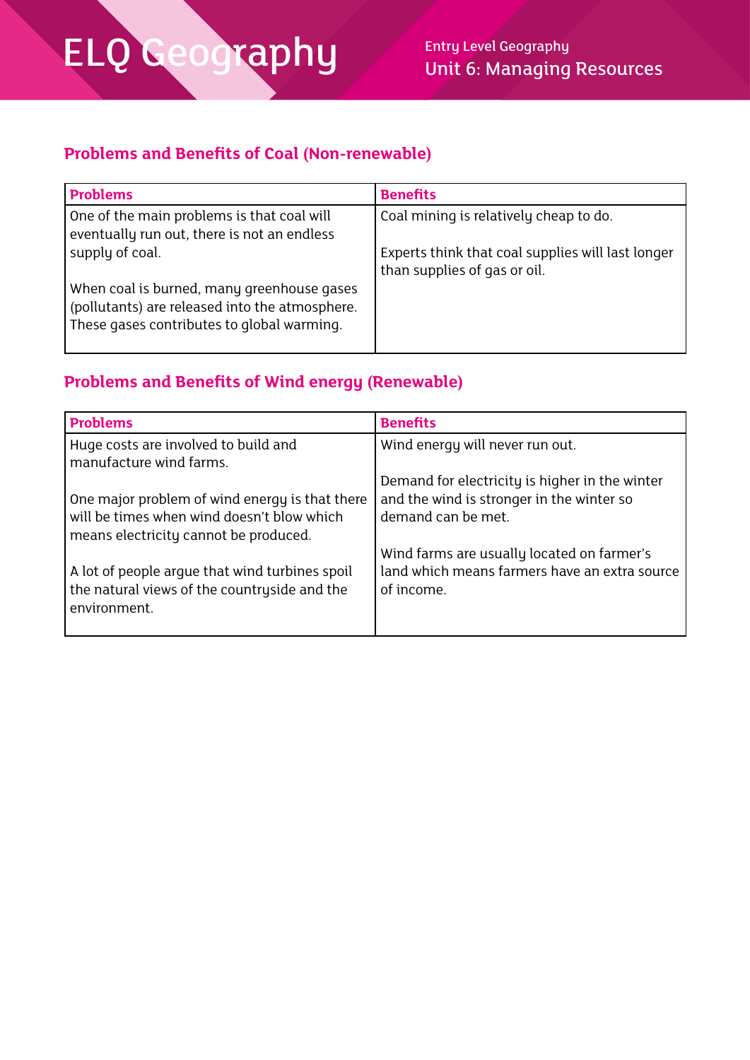## Problems and Benefits of Coal (Non-renewable)

| Problems | Benefits |
|---|---|
| One of the main problems is that coal will eventually run out, there is not an endless supply of coal.<br><br>When coal is burned, many greenhouse gases (pollutants) are released into the atmosphere. These gases contributes to global warming. | Coal mining is relatively cheap to do.<br><br>Experts think that coal supplies will last longer than supplies of gas or oil. |

## Problems and Benefits of Wind energy (Renewable)

| Problems | Benefits |
|---|---|
| Huge costs are involved to build and manufacture wind farms.<br><br>One major problem of wind energy is that there will be times when wind doesn't blow which means electricity cannot be produced.<br><br>A lot of people argue that wind turbines spoil the natural views of the countryside and the environment. | Wind energy will never run out.<br><br>Demand for electricity is higher in the winter and the wind is stronger in the winter so demand can be met.<br><br>Wind farms are usually located on farmer's land which means farmers have an extra source of income. |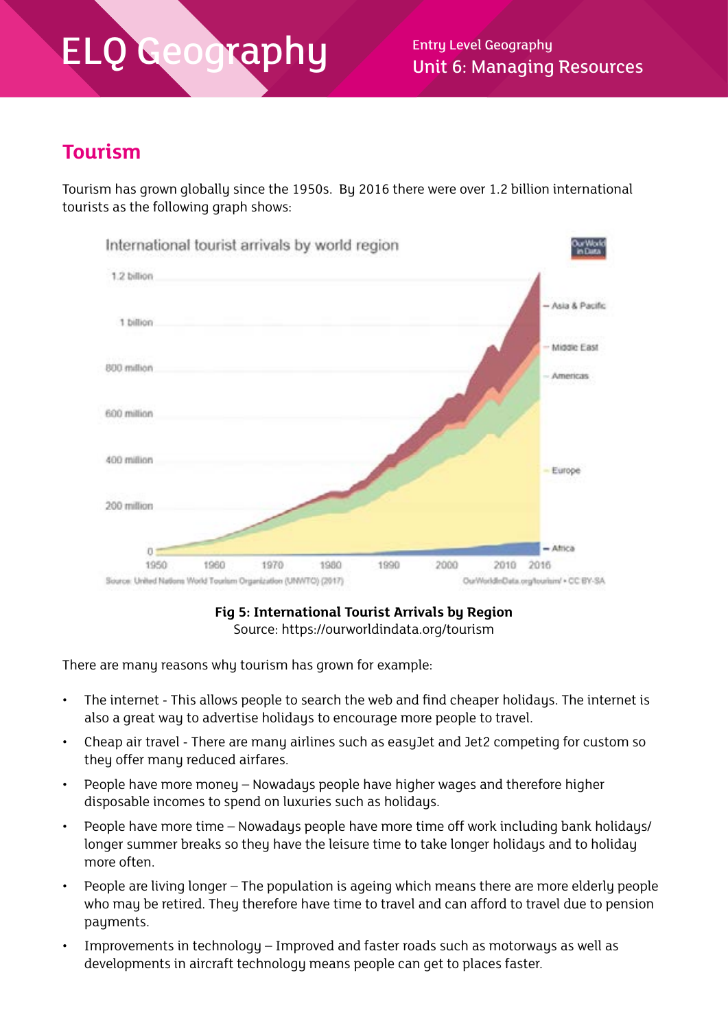## Tourism

Tourism has grown globally since the 1950s. By 2016 there were over 1.2 billion international tourists as the following graph shows:

**Fig 5: International Tourist Arrivals by Region**
Source: https://ourworldindata.org/tourism

There are many reasons why tourism has grown for example:

- The internet - This allows people to search the web and find cheaper holidays. The internet is also a great way to advertise holidays to encourage more people to travel.
- Cheap air travel - There are many airlines such as easyJet and Jet2 competing for custom so they offer many reduced airfares.
- People have more money – Nowadays people have higher wages and therefore higher disposable incomes to spend on luxuries such as holidays.
- People have more time – Nowadays people have more time off work including bank holidays/ longer summer breaks so they have the leisure time to take longer holidays and to holiday more often.
- People are living longer – The population is ageing which means there are more elderly people who may be retired. They therefore have time to travel and can afford to travel due to pension payments.
- Improvements in technology – Improved and faster roads such as motorways as well as developments in aircraft technology means people can get to places faster.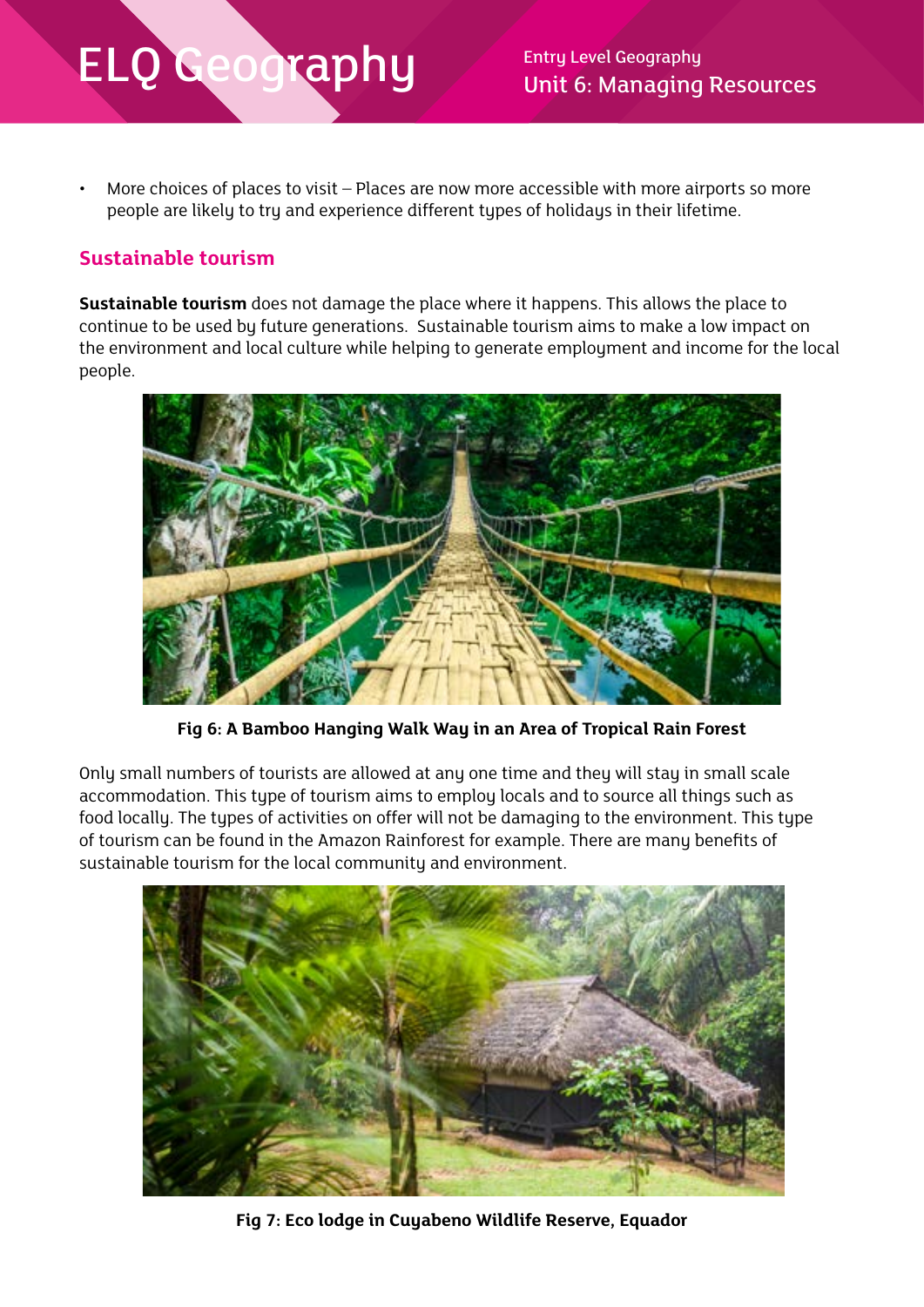- More choices of places to visit – Places are now more accessible with more airports so more people are likely to try and experience different types of holidays in their lifetime.

## Sustainable tourism

**Sustainable tourism** does not damage the place where it happens. This allows the place to continue to be used by future generations. Sustainable tourism aims to make a low impact on the environment and local culture while helping to generate employment and income for the local people.

**Fig 6: A Bamboo Hanging Walk Way in an Area of Tropical Rain Forest**

Only small numbers of tourists are allowed at any one time and they will stay in small scale accommodation. This type of tourism aims to employ locals and to source all things such as food locally. The types of activities on offer will not be damaging to the environment. This type of tourism can be found in the Amazon Rainforest for example. There are many benefits of sustainable tourism for the local community and environment.

**Fig 7: Eco lodge in Cuyabeno Wildlife Reserve, Equador**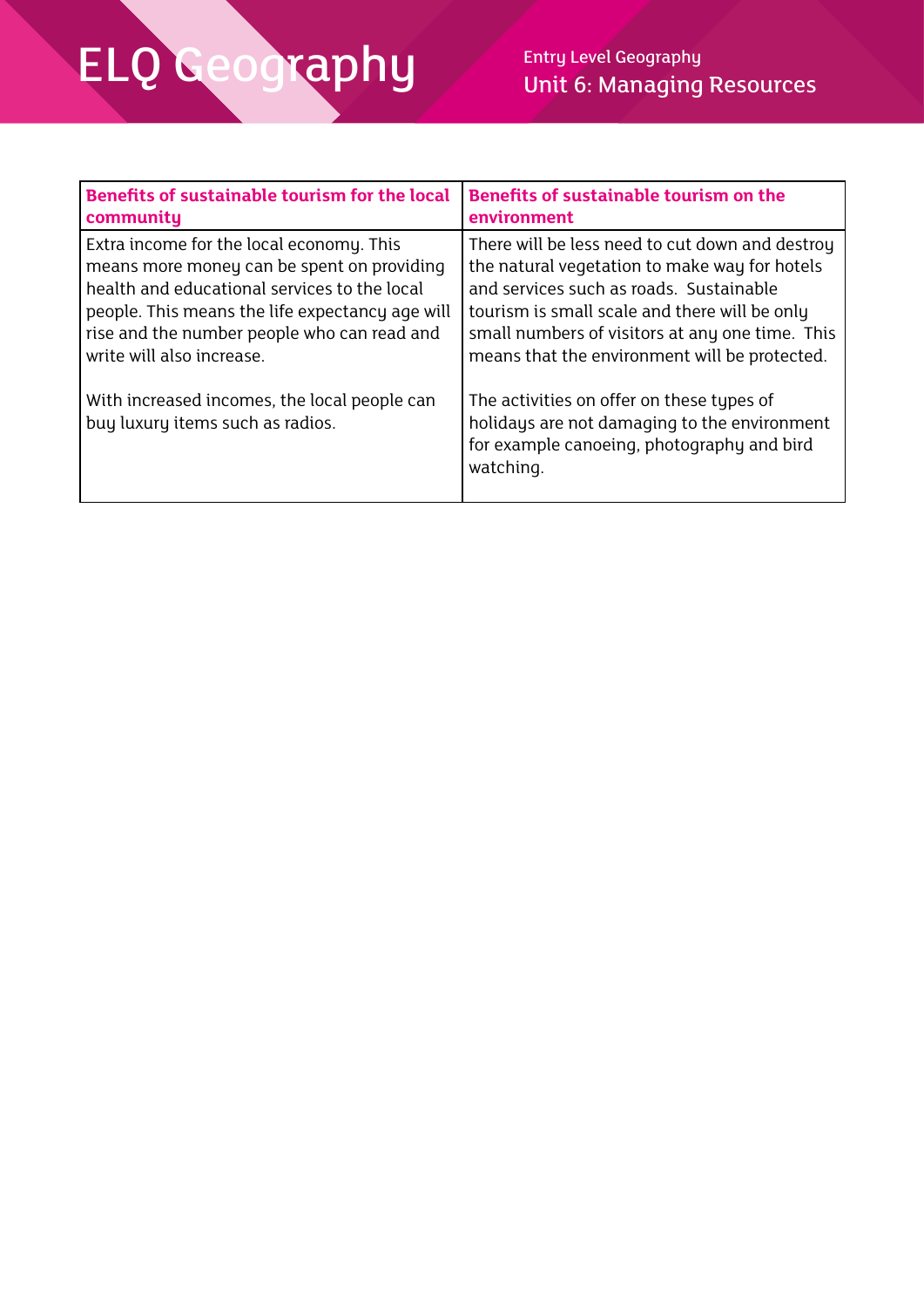| Benefits of sustainable tourism for the local community | Benefits of sustainable tourism on the environment |
|---|---|
| Extra income for the local economy. This means more money can be spent on providing health and educational services to the local people. This means the life expectancy age will rise and the number people who can read and write will also increase.<br><br>With increased incomes, the local people can buy luxury items such as radios. | There will be less need to cut down and destroy the natural vegetation to make way for hotels and services such as roads. Sustainable tourism is small scale and there will be only small numbers of visitors at any one time. This means that the environment will be protected.<br><br>The activities on offer on these types of holidays are not damaging to the environment for example canoeing, photography and bird watching. |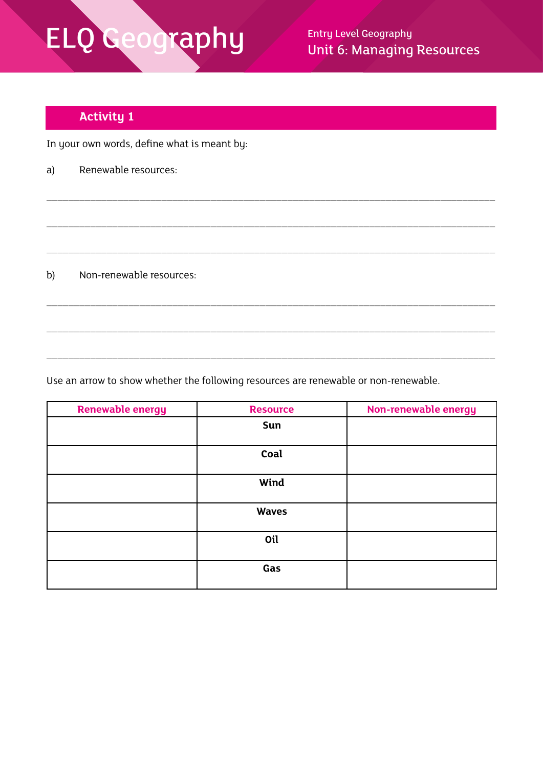## Activity 1

In your own words, define what is meant by:

a) Renewable resources:

______________________________________________________________________________

______________________________________________________________________________

______________________________________________________________________________

b) Non-renewable resources:

______________________________________________________________________________

______________________________________________________________________________

______________________________________________________________________________

Use an arrow to show whether the following resources are renewable or non-renewable.

| Renewable energy | Resource | Non-renewable energy |
|---|---|---|
| | **Sun** | |
| | **Coal** | |
| | **Wind** | |
| | **Waves** | |
| | **Oil** | |
| | **Gas** | |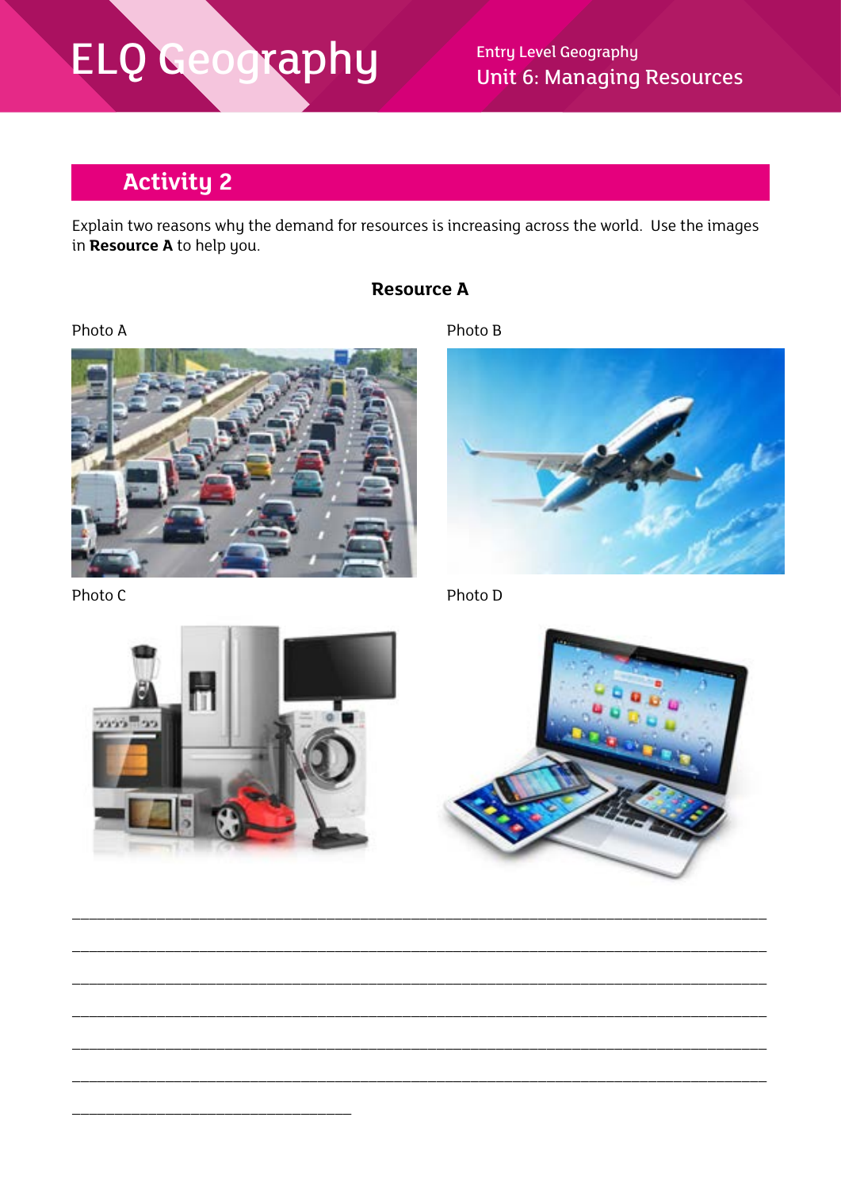## Activity 2

Explain two reasons why the demand for resources is increasing across the world. Use the images in **Resource A** to help you.

**Resource A**

Photo A

Photo B

Photo C

Photo D

___________________________________________________________________________

___________________________________________________________________________

___________________________________________________________________________

___________________________________________________________________________

___________________________________________________________________________

___________________________________________________________________________

______________________________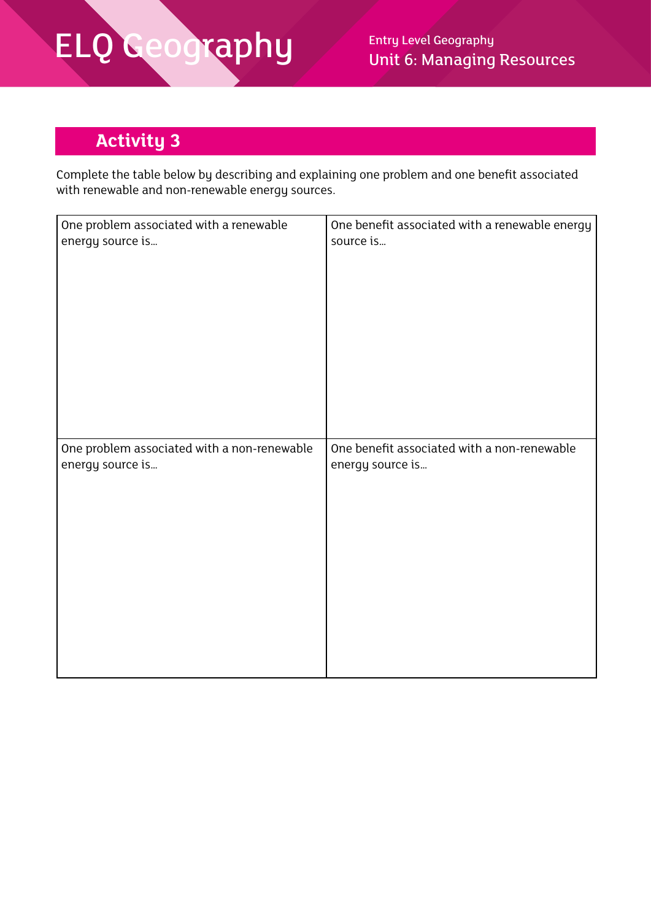## Activity 3

Complete the table below by describing and explaining one problem and one benefit associated with renewable and non-renewable energy sources.

| One problem associated with a renewable energy source is… | One benefit associated with a renewable energy source is… |
| --- | --- |
| One problem associated with a non-renewable energy source is… | One benefit associated with a non-renewable energy source is… |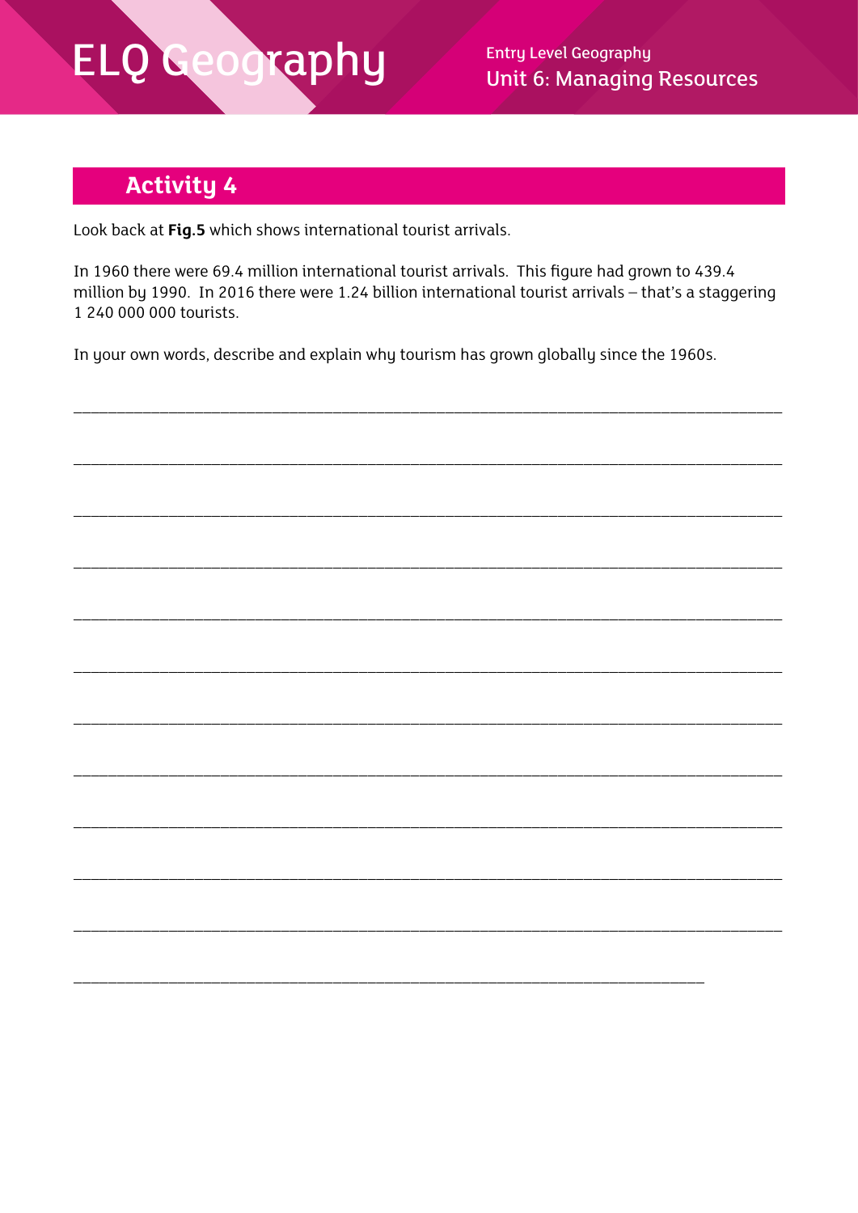## Activity 4

Look back at **Fig.5** which shows international tourist arrivals.

In 1960 there were 69.4 million international tourist arrivals. This figure had grown to 439.4 million by 1990. In 2016 there were 1.24 billion international tourist arrivals – that's a staggering 1 240 000 000 tourists.

In your own words, describe and explain why tourism has grown globally since the 1960s.

______________________________________________________________________________

______________________________________________________________________________

______________________________________________________________________________

______________________________________________________________________________

______________________________________________________________________________

______________________________________________________________________________

______________________________________________________________________________

______________________________________________________________________________

______________________________________________________________________________

______________________________________________________________________________

______________________________________________________________________________

______________________________________________________________________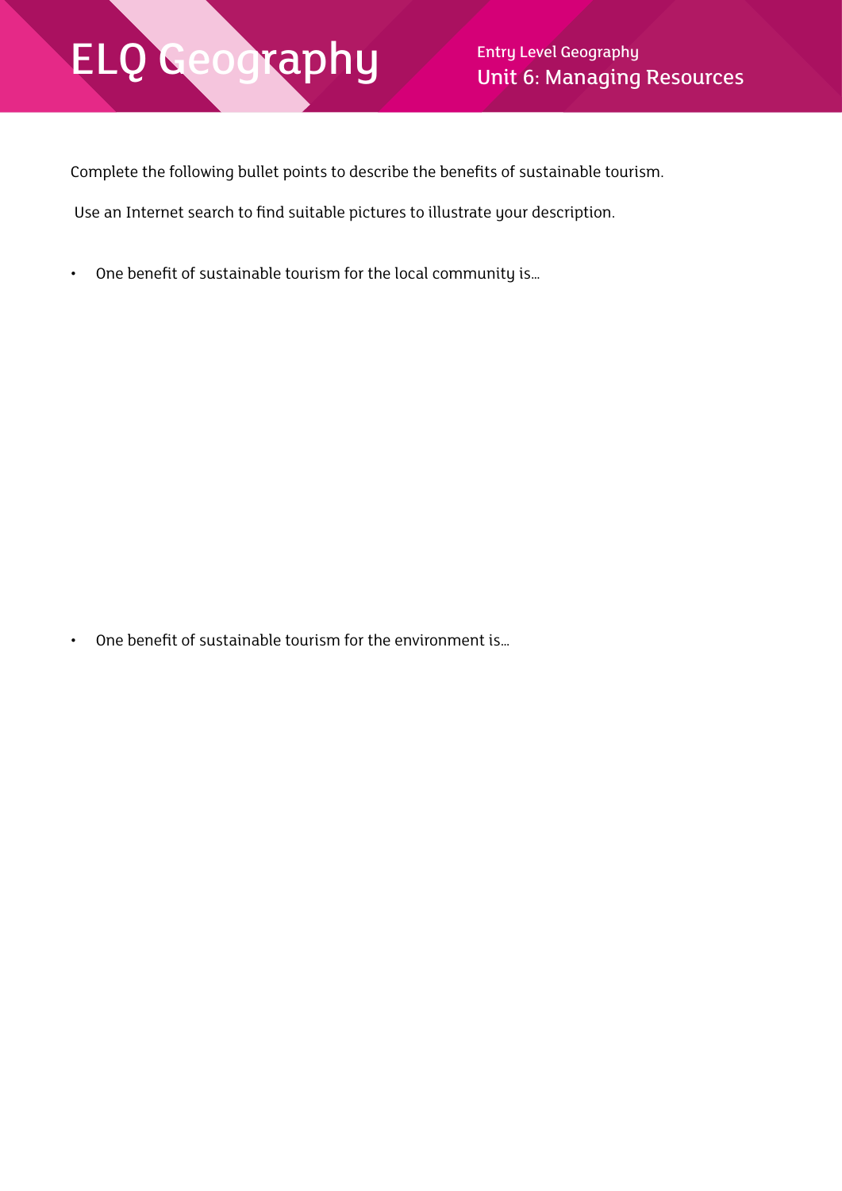Complete the following bullet points to describe the benefits of sustainable tourism.

Use an Internet search to find suitable pictures to illustrate your description.

- One benefit of sustainable tourism for the local community is...

- One benefit of sustainable tourism for the environment is...